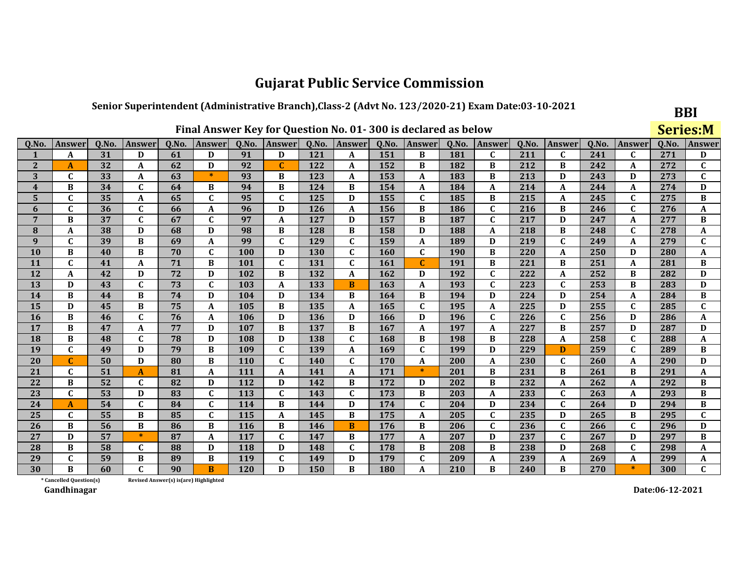# Gujarat Public Service Commission

## Senior Superintendent (Administrative Branch),Class-2 (Advt No. 123/2020-21) Exam Date:03-10-2021

**BBI**

**Series:M**

### Final Answer Key for Question No. 01- 300 is declared as below

| Q.No. | Answer | Q.No. | Answer | Q.No. | Answer | Q.No. | Answer | Q.No. | Answer | Q.No. | Answer | Q.No. | Answer | Q.No. | Answer | Q.No. | Answer | Q.No. | Answer |
|---|---|---|---|---|---|---|---|---|---|---|---|---|---|---|---|---|---|---|---|
| 1 | A | 31 | D | 61 | D | 91 | D | 121 | A | 151 | B | 181 | C | 211 | C | 241 | C | 271 | D |
| 2 | A | 32 | A | 62 | D | 92 | C | 122 | A | 152 | B | 182 | B | 212 | B | 242 | A | 272 | C |
| 3 | C | 33 | A | 63 | * | 93 | B | 123 | A | 153 | A | 183 | B | 213 | D | 243 | D | 273 | C |
| 4 | B | 34 | C | 64 | B | 94 | B | 124 | B | 154 | A | 184 | A | 214 | A | 244 | A | 274 | D |
| 5 | C | 35 | A | 65 | C | 95 | C | 125 | D | 155 | C | 185 | B | 215 | A | 245 | C | 275 | B |
| 6 | C | 36 | C | 66 | A | 96 | D | 126 | A | 156 | B | 186 | C | 216 | B | 246 | C | 276 | A |
| 7 | B | 37 | C | 67 | C | 97 | A | 127 | D | 157 | B | 187 | C | 217 | D | 247 | A | 277 | B |
| 8 | A | 38 | D | 68 | D | 98 | B | 128 | B | 158 | D | 188 | A | 218 | B | 248 | C | 278 | A |
| 9 | C | 39 | B | 69 | A | 99 | C | 129 | C | 159 | A | 189 | D | 219 | C | 249 | A | 279 | C |
| 10 | B | 40 | B | 70 | C | 100 | D | 130 | C | 160 | C | 190 | B | 220 | A | 250 | D | 280 | A |
| 11 | C | 41 | A | 71 | B | 101 | C | 131 | C | 161 | C | 191 | B | 221 | B | 251 | A | 281 | B |
| 12 | A | 42 | D | 72 | D | 102 | B | 132 | A | 162 | D | 192 | C | 222 | A | 252 | B | 282 | D |
| 13 | D | 43 | C | 73 | C | 103 | A | 133 | B | 163 | A | 193 | C | 223 | C | 253 | B | 283 | D |
| 14 | B | 44 | B | 74 | D | 104 | D | 134 | B | 164 | B | 194 | D | 224 | D | 254 | A | 284 | B |
| 15 | D | 45 | B | 75 | A | 105 | B | 135 | A | 165 | C | 195 | A | 225 | D | 255 | C | 285 | C |
| 16 | B | 46 | C | 76 | A | 106 | D | 136 | D | 166 | D | 196 | C | 226 | C | 256 | D | 286 | A |
| 17 | B | 47 | A | 77 | D | 107 | B | 137 | B | 167 | A | 197 | A | 227 | B | 257 | D | 287 | D |
| 18 | B | 48 | C | 78 | D | 108 | D | 138 | C | 168 | B | 198 | B | 228 | A | 258 | C | 288 | A |
| 19 | C | 49 | D | 79 | B | 109 | C | 139 | A | 169 | C | 199 | D | 229 | D | 259 | C | 289 | B |
| 20 | C | 50 | D | 80 | B | 110 | C | 140 | C | 170 | A | 200 | A | 230 | C | 260 | A | 290 | D |
| 21 | C | 51 | A | 81 | A | 111 | A | 141 | A | 171 | * | 201 | B | 231 | B | 261 | B | 291 | A |
| 22 | B | 52 | C | 82 | D | 112 | D | 142 | B | 172 | D | 202 | B | 232 | A | 262 | A | 292 | B |
| 23 | C | 53 | D | 83 | C | 113 | C | 143 | C | 173 | B | 203 | A | 233 | C | 263 | A | 293 | B |
| 24 | A | 54 | C | 84 | C | 114 | B | 144 | D | 174 | C | 204 | D | 234 | C | 264 | D | 294 | B |
| 25 | C | 55 | B | 85 | C | 115 | A | 145 | B | 175 | A | 205 | C | 235 | D | 265 | B | 295 | C |
| 26 | B | 56 | B | 86 | B | 116 | B | 146 | B | 176 | B | 206 | C | 236 | C | 266 | C | 296 | D |
| 27 | D | 57 | * | 87 | A | 117 | C | 147 | B | 177 | A | 207 | D | 237 | C | 267 | D | 297 | B |
| 28 | B | 58 | C | 88 | D | 118 | D | 148 | C | 178 | B | 208 | B | 238 | D | 268 | C | 298 | A |
| 29 | C | 59 | B | 89 | B | 119 | C | 149 | D | 179 | C | 209 | A | 239 | A | 269 | A | 299 | A |
| 30 | B | 60 | C | 90 | B | 120 | D | 150 | B | 180 | A | 210 | B | 240 | B | 270 | * | 300 | C |

\* Cancelled Question(s)    Revised Answer(s) is(are) Highlighted

Gandhinagar

Date:06-12-2021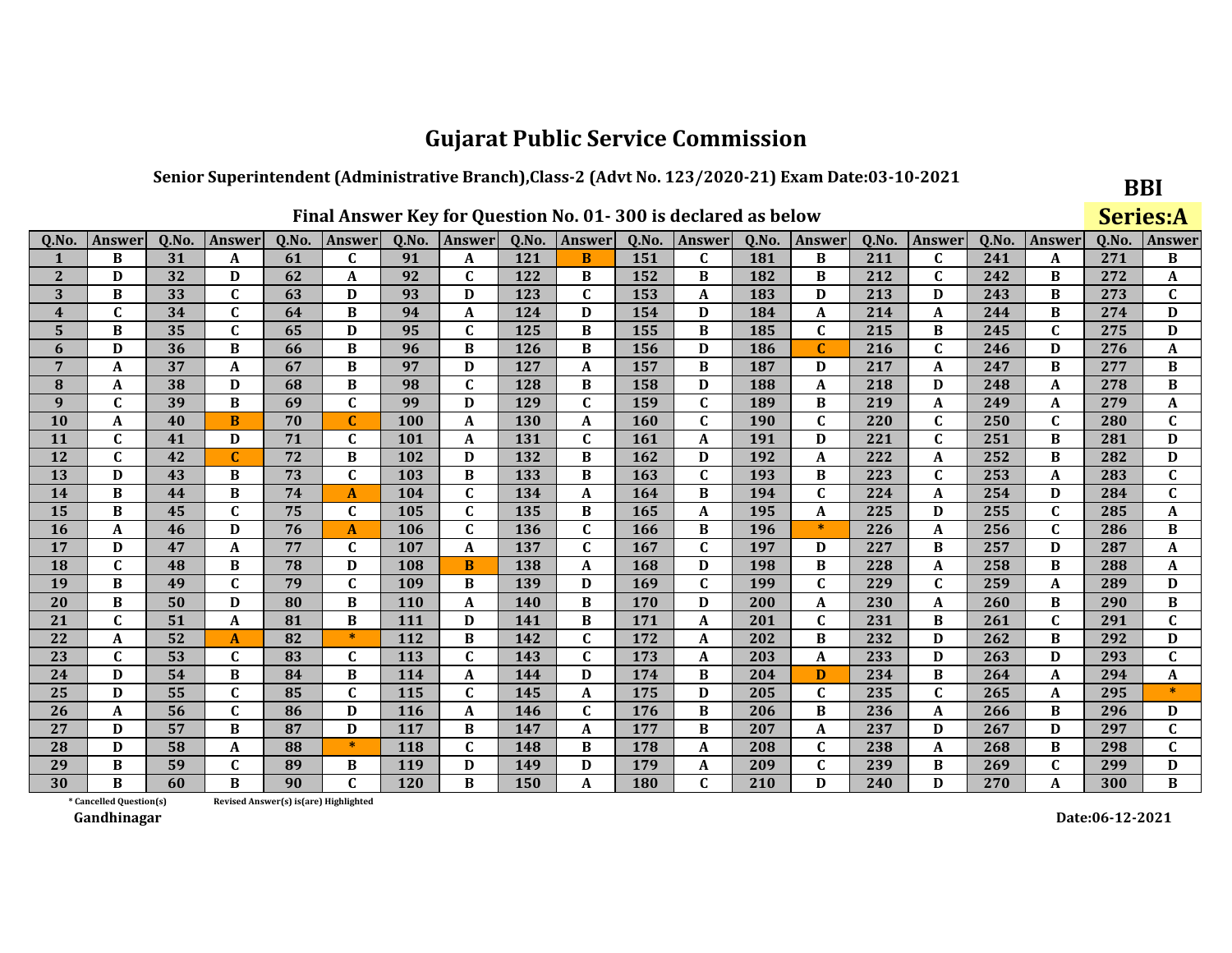# Gujarat Public Service Commission

## Senior Superintendent (Administrative Branch),Class-2 (Advt No. 123/2020-21) Exam Date:03-10-2021

**BBI**

**Series:A**

### Final Answer Key for Question No. 01- 300 is declared as below

| Q.No. | Answer | Q.No. | Answer | Q.No. | Answer | Q.No. | Answer | Q.No. | Answer | Q.No. | Answer | Q.No. | Answer | Q.No. | Answer | Q.No. | Answer | Q.No. | Answer |
|---|---|---|---|---|---|---|---|---|---|---|---|---|---|---|---|---|---|---|---|
| 1 | B | 31 | A | 61 | C | 91 | A | 121 | B | 151 | C | 181 | B | 211 | C | 241 | A | 271 | B |
| 2 | D | 32 | D | 62 | A | 92 | C | 122 | B | 152 | B | 182 | B | 212 | C | 242 | B | 272 | A |
| 3 | B | 33 | C | 63 | D | 93 | D | 123 | C | 153 | A | 183 | D | 213 | D | 243 | B | 273 | C |
| 4 | C | 34 | C | 64 | B | 94 | A | 124 | D | 154 | D | 184 | A | 214 | A | 244 | B | 274 | D |
| 5 | B | 35 | C | 65 | D | 95 | C | 125 | B | 155 | B | 185 | C | 215 | B | 245 | C | 275 | D |
| 6 | D | 36 | B | 66 | B | 96 | B | 126 | B | 156 | D | 186 | C | 216 | C | 246 | D | 276 | A |
| 7 | A | 37 | A | 67 | B | 97 | D | 127 | A | 157 | B | 187 | D | 217 | A | 247 | B | 277 | B |
| 8 | A | 38 | D | 68 | B | 98 | C | 128 | B | 158 | D | 188 | A | 218 | D | 248 | A | 278 | B |
| 9 | C | 39 | B | 69 | C | 99 | D | 129 | C | 159 | C | 189 | B | 219 | A | 249 | A | 279 | A |
| 10 | A | 40 | B | 70 | C | 100 | A | 130 | A | 160 | C | 190 | C | 220 | C | 250 | C | 280 | C |
| 11 | C | 41 | D | 71 | C | 101 | A | 131 | C | 161 | A | 191 | D | 221 | C | 251 | B | 281 | D |
| 12 | C | 42 | C | 72 | B | 102 | D | 132 | B | 162 | D | 192 | A | 222 | A | 252 | B | 282 | D |
| 13 | D | 43 | B | 73 | C | 103 | B | 133 | B | 163 | C | 193 | B | 223 | C | 253 | A | 283 | C |
| 14 | B | 44 | B | 74 | A | 104 | C | 134 | A | 164 | B | 194 | C | 224 | A | 254 | D | 284 | C |
| 15 | B | 45 | C | 75 | C | 105 | C | 135 | B | 165 | A | 195 | A | 225 | D | 255 | C | 285 | A |
| 16 | A | 46 | D | 76 | A | 106 | C | 136 | C | 166 | B | 196 | * | 226 | A | 256 | C | 286 | B |
| 17 | D | 47 | A | 77 | C | 107 | A | 137 | C | 167 | C | 197 | D | 227 | B | 257 | D | 287 | A |
| 18 | C | 48 | B | 78 | D | 108 | B | 138 | A | 168 | D | 198 | B | 228 | A | 258 | B | 288 | A |
| 19 | B | 49 | C | 79 | C | 109 | B | 139 | D | 169 | C | 199 | C | 229 | C | 259 | A | 289 | D |
| 20 | B | 50 | D | 80 | B | 110 | A | 140 | B | 170 | D | 200 | A | 230 | A | 260 | B | 290 | B |
| 21 | C | 51 | A | 81 | B | 111 | D | 141 | B | 171 | A | 201 | C | 231 | B | 261 | C | 291 | C |
| 22 | A | 52 | A | 82 | * | 112 | B | 142 | C | 172 | A | 202 | B | 232 | D | 262 | B | 292 | D |
| 23 | C | 53 | C | 83 | C | 113 | C | 143 | C | 173 | A | 203 | A | 233 | D | 263 | D | 293 | C |
| 24 | D | 54 | B | 84 | B | 114 | A | 144 | D | 174 | B | 204 | D | 234 | B | 264 | A | 294 | A |
| 25 | D | 55 | C | 85 | C | 115 | C | 145 | A | 175 | D | 205 | C | 235 | C | 265 | A | 295 | * |
| 26 | A | 56 | C | 86 | D | 116 | A | 146 | C | 176 | B | 206 | B | 236 | A | 266 | B | 296 | D |
| 27 | D | 57 | B | 87 | D | 117 | B | 147 | A | 177 | B | 207 | A | 237 | D | 267 | D | 297 | C |
| 28 | D | 58 | A | 88 | * | 118 | C | 148 | B | 178 | A | 208 | C | 238 | A | 268 | B | 298 | C |
| 29 | B | 59 | C | 89 | B | 119 | D | 149 | D | 179 | A | 209 | C | 239 | B | 269 | C | 299 | D |
| 30 | B | 60 | B | 90 | C | 120 | B | 150 | A | 180 | C | 210 | D | 240 | D | 270 | A | 300 | B |

\* Cancelled Question(s)    Revised Answer(s) is(are) Highlighted

Gandhinagar

Date:06-12-2021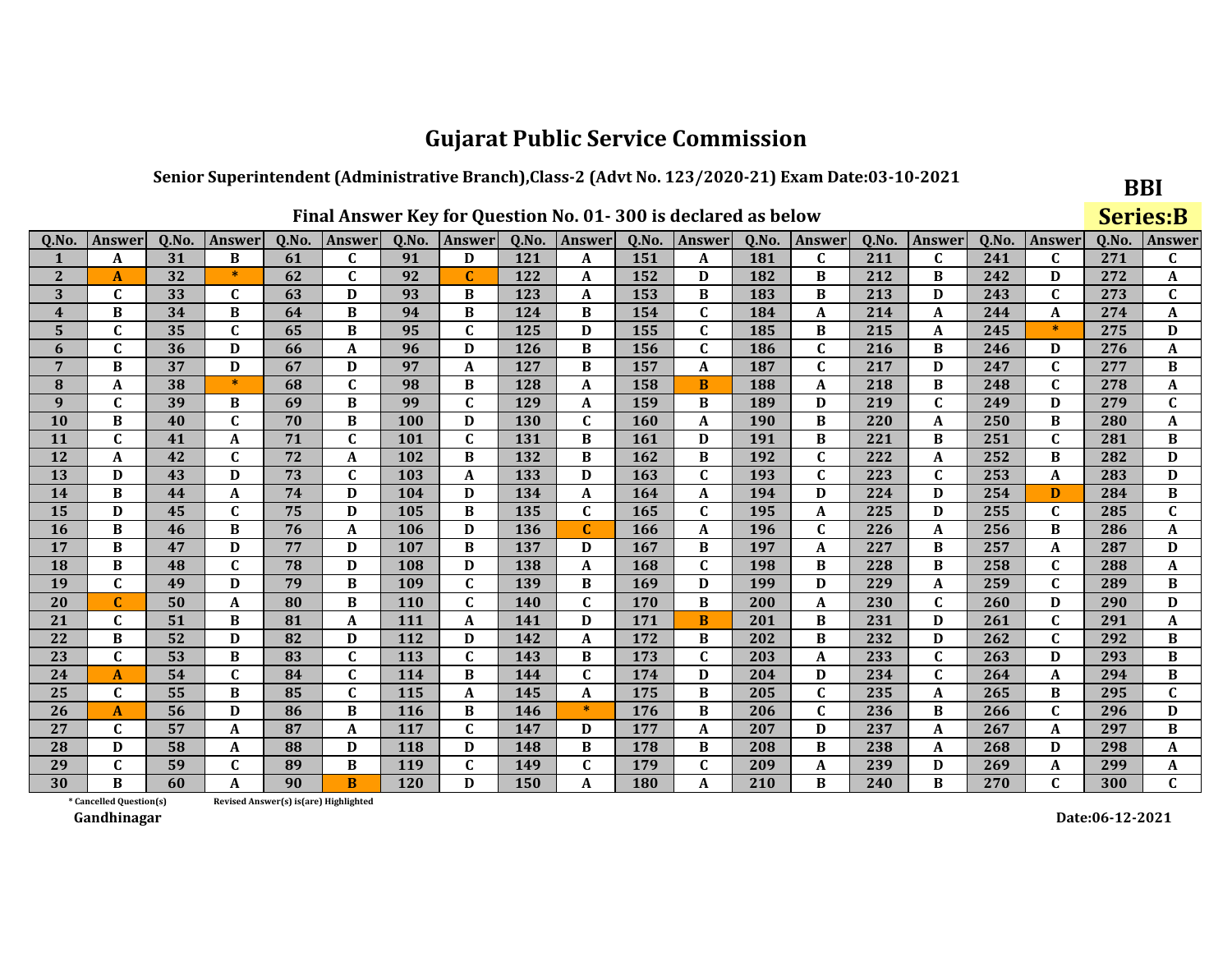# Gujarat Public Service Commission

**Senior Superintendent (Administrative Branch),Class-2 (Advt No. 123/2020-21) Exam Date:03-10-2021**

**BBI**

**Series:B**

**Final Answer Key for Question No. 01- 300 is declared as below**

| Q.No. | Answer | Q.No. | Answer | Q.No. | Answer | Q.No. | Answer | Q.No. | Answer | Q.No. | Answer | Q.No. | Answer | Q.No. | Answer | Q.No. | Answer | Q.No. | Answer |
|---|---|---|---|---|---|---|---|---|---|---|---|---|---|---|---|---|---|---|---|
| 1 | A | 31 | B | 61 | C | 91 | D | 121 | A | 151 | A | 181 | C | 211 | C | 241 | C | 271 | C |
| 2 | A | 32 | * | 62 | C | 92 | C | 122 | A | 152 | D | 182 | B | 212 | B | 242 | D | 272 | A |
| 3 | C | 33 | C | 63 | D | 93 | B | 123 | A | 153 | B | 183 | B | 213 | D | 243 | C | 273 | C |
| 4 | B | 34 | B | 64 | B | 94 | B | 124 | B | 154 | C | 184 | A | 214 | A | 244 | A | 274 | A |
| 5 | C | 35 | C | 65 | B | 95 | C | 125 | D | 155 | C | 185 | B | 215 | A | 245 | * | 275 | D |
| 6 | C | 36 | D | 66 | A | 96 | D | 126 | B | 156 | C | 186 | C | 216 | B | 246 | D | 276 | A |
| 7 | B | 37 | D | 67 | D | 97 | A | 127 | B | 157 | A | 187 | C | 217 | D | 247 | C | 277 | B |
| 8 | A | 38 | * | 68 | C | 98 | B | 128 | A | 158 | B | 188 | A | 218 | B | 248 | C | 278 | A |
| 9 | C | 39 | B | 69 | B | 99 | C | 129 | A | 159 | B | 189 | D | 219 | C | 249 | D | 279 | C |
| 10 | B | 40 | C | 70 | B | 100 | D | 130 | C | 160 | A | 190 | B | 220 | A | 250 | B | 280 | A |
| 11 | C | 41 | A | 71 | C | 101 | C | 131 | B | 161 | D | 191 | B | 221 | B | 251 | C | 281 | B |
| 12 | A | 42 | C | 72 | A | 102 | B | 132 | B | 162 | B | 192 | C | 222 | A | 252 | B | 282 | D |
| 13 | D | 43 | D | 73 | C | 103 | A | 133 | D | 163 | C | 193 | C | 223 | C | 253 | A | 283 | D |
| 14 | B | 44 | A | 74 | D | 104 | D | 134 | A | 164 | A | 194 | D | 224 | D | 254 | D | 284 | B |
| 15 | D | 45 | C | 75 | D | 105 | B | 135 | C | 165 | C | 195 | A | 225 | D | 255 | C | 285 | C |
| 16 | B | 46 | B | 76 | A | 106 | D | 136 | C | 166 | A | 196 | C | 226 | A | 256 | B | 286 | A |
| 17 | B | 47 | D | 77 | D | 107 | B | 137 | D | 167 | B | 197 | A | 227 | B | 257 | A | 287 | D |
| 18 | B | 48 | C | 78 | D | 108 | D | 138 | A | 168 | C | 198 | B | 228 | B | 258 | C | 288 | A |
| 19 | C | 49 | D | 79 | B | 109 | C | 139 | B | 169 | D | 199 | D | 229 | A | 259 | C | 289 | B |
| 20 | C | 50 | A | 80 | B | 110 | C | 140 | C | 170 | B | 200 | A | 230 | C | 260 | D | 290 | D |
| 21 | C | 51 | B | 81 | A | 111 | A | 141 | D | 171 | B | 201 | B | 231 | D | 261 | C | 291 | A |
| 22 | B | 52 | D | 82 | D | 112 | D | 142 | A | 172 | B | 202 | B | 232 | D | 262 | C | 292 | B |
| 23 | C | 53 | B | 83 | C | 113 | C | 143 | B | 173 | C | 203 | A | 233 | C | 263 | D | 293 | B |
| 24 | A | 54 | C | 84 | C | 114 | B | 144 | C | 174 | D | 204 | D | 234 | C | 264 | A | 294 | B |
| 25 | C | 55 | B | 85 | C | 115 | A | 145 | A | 175 | B | 205 | C | 235 | A | 265 | B | 295 | C |
| 26 | A | 56 | D | 86 | B | 116 | B | 146 | * | 176 | B | 206 | C | 236 | B | 266 | C | 296 | D |
| 27 | C | 57 | A | 87 | A | 117 | C | 147 | D | 177 | A | 207 | D | 237 | A | 267 | A | 297 | B |
| 28 | D | 58 | A | 88 | D | 118 | D | 148 | B | 178 | B | 208 | B | 238 | A | 268 | D | 298 | A |
| 29 | C | 59 | C | 89 | B | 119 | C | 149 | C | 179 | C | 209 | A | 239 | D | 269 | A | 299 | A |
| 30 | B | 60 | A | 90 | B | 120 | D | 150 | A | 180 | A | 210 | B | 240 | B | 270 | C | 300 | C |

\* Cancelled Question(s)     Revised Answer(s) is(are) Highlighted

**Gandhinagar**

**Date:06-12-2021**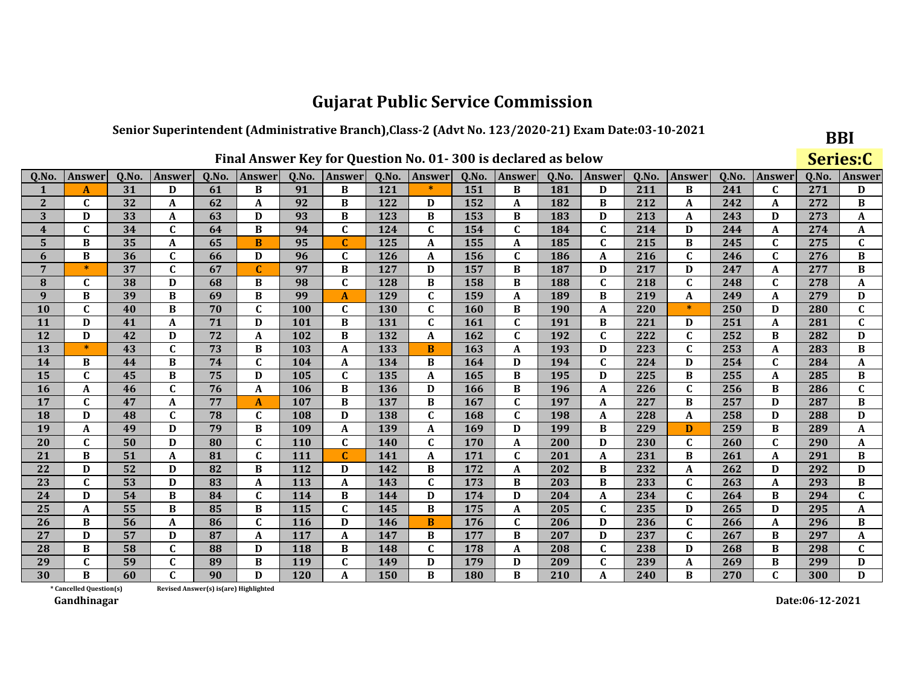# Gujarat Public Service Commission

## Senior Superintendent (Administrative Branch),Class-2 (Advt No. 123/2020-21) Exam Date:03-10-2021

**BBI**

**Series:C**

### Final Answer Key for Question No. 01- 300 is declared as below

| Q.No. | Answer | Q.No. | Answer | Q.No. | Answer | Q.No. | Answer | Q.No. | Answer | Q.No. | Answer | Q.No. | Answer | Q.No. | Answer | Q.No. | Answer | Q.No. | Answer |
|---|---|---|---|---|---|---|---|---|---|---|---|---|---|---|---|---|---|---|---|
| 1 | A | 31 | D | 61 | B | 91 | B | 121 | * | 151 | B | 181 | D | 211 | B | 241 | C | 271 | D |
| 2 | C | 32 | A | 62 | A | 92 | B | 122 | D | 152 | A | 182 | B | 212 | A | 242 | A | 272 | B |
| 3 | D | 33 | A | 63 | D | 93 | B | 123 | B | 153 | B | 183 | D | 213 | A | 243 | D | 273 | A |
| 4 | C | 34 | C | 64 | B | 94 | C | 124 | C | 154 | C | 184 | C | 214 | D | 244 | A | 274 | A |
| 5 | B | 35 | A | 65 | B | 95 | C | 125 | A | 155 | A | 185 | C | 215 | B | 245 | C | 275 | C |
| 6 | B | 36 | C | 66 | D | 96 | C | 126 | A | 156 | C | 186 | A | 216 | C | 246 | C | 276 | B |
| 7 | * | 37 | C | 67 | C | 97 | B | 127 | D | 157 | B | 187 | D | 217 | D | 247 | A | 277 | B |
| 8 | C | 38 | D | 68 | B | 98 | C | 128 | B | 158 | B | 188 | C | 218 | C | 248 | C | 278 | A |
| 9 | B | 39 | B | 69 | B | 99 | A | 129 | C | 159 | A | 189 | B | 219 | A | 249 | A | 279 | D |
| 10 | C | 40 | B | 70 | C | 100 | C | 130 | C | 160 | B | 190 | A | 220 | * | 250 | D | 280 | C |
| 11 | D | 41 | A | 71 | D | 101 | B | 131 | C | 161 | C | 191 | B | 221 | D | 251 | A | 281 | C |
| 12 | D | 42 | D | 72 | A | 102 | B | 132 | A | 162 | C | 192 | C | 222 | C | 252 | B | 282 | D |
| 13 | * | 43 | C | 73 | B | 103 | A | 133 | B | 163 | A | 193 | D | 223 | C | 253 | A | 283 | B |
| 14 | B | 44 | B | 74 | C | 104 | A | 134 | B | 164 | D | 194 | C | 224 | D | 254 | C | 284 | A |
| 15 | C | 45 | B | 75 | D | 105 | C | 135 | A | 165 | B | 195 | D | 225 | B | 255 | A | 285 | B |
| 16 | A | 46 | C | 76 | A | 106 | B | 136 | D | 166 | B | 196 | A | 226 | C | 256 | B | 286 | C |
| 17 | C | 47 | A | 77 | A | 107 | B | 137 | B | 167 | C | 197 | A | 227 | B | 257 | D | 287 | B |
| 18 | D | 48 | C | 78 | C | 108 | D | 138 | C | 168 | C | 198 | A | 228 | A | 258 | D | 288 | D |
| 19 | A | 49 | D | 79 | B | 109 | A | 139 | A | 169 | D | 199 | B | 229 | D | 259 | B | 289 | A |
| 20 | C | 50 | D | 80 | C | 110 | C | 140 | C | 170 | A | 200 | D | 230 | C | 260 | C | 290 | A |
| 21 | B | 51 | A | 81 | C | 111 | C | 141 | A | 171 | C | 201 | A | 231 | B | 261 | A | 291 | B |
| 22 | D | 52 | D | 82 | B | 112 | D | 142 | B | 172 | A | 202 | B | 232 | A | 262 | D | 292 | D |
| 23 | C | 53 | D | 83 | A | 113 | A | 143 | C | 173 | B | 203 | B | 233 | C | 263 | A | 293 | B |
| 24 | D | 54 | B | 84 | C | 114 | B | 144 | D | 174 | D | 204 | A | 234 | C | 264 | B | 294 | C |
| 25 | A | 55 | B | 85 | B | 115 | C | 145 | B | 175 | A | 205 | C | 235 | D | 265 | D | 295 | A |
| 26 | B | 56 | A | 86 | C | 116 | D | 146 | B | 176 | C | 206 | D | 236 | C | 266 | A | 296 | B |
| 27 | D | 57 | D | 87 | A | 117 | A | 147 | B | 177 | B | 207 | D | 237 | C | 267 | B | 297 | A |
| 28 | B | 58 | C | 88 | D | 118 | B | 148 | C | 178 | A | 208 | C | 238 | D | 268 | B | 298 | C |
| 29 | C | 59 | C | 89 | B | 119 | C | 149 | D | 179 | D | 209 | C | 239 | A | 269 | B | 299 | D |
| 30 | B | 60 | C | 90 | D | 120 | A | 150 | B | 180 | B | 210 | A | 240 | B | 270 | C | 300 | D |

\* Cancelled Question(s)    Revised Answer(s) is(are) Highlighted

Gandhinagar

Date:06-12-2021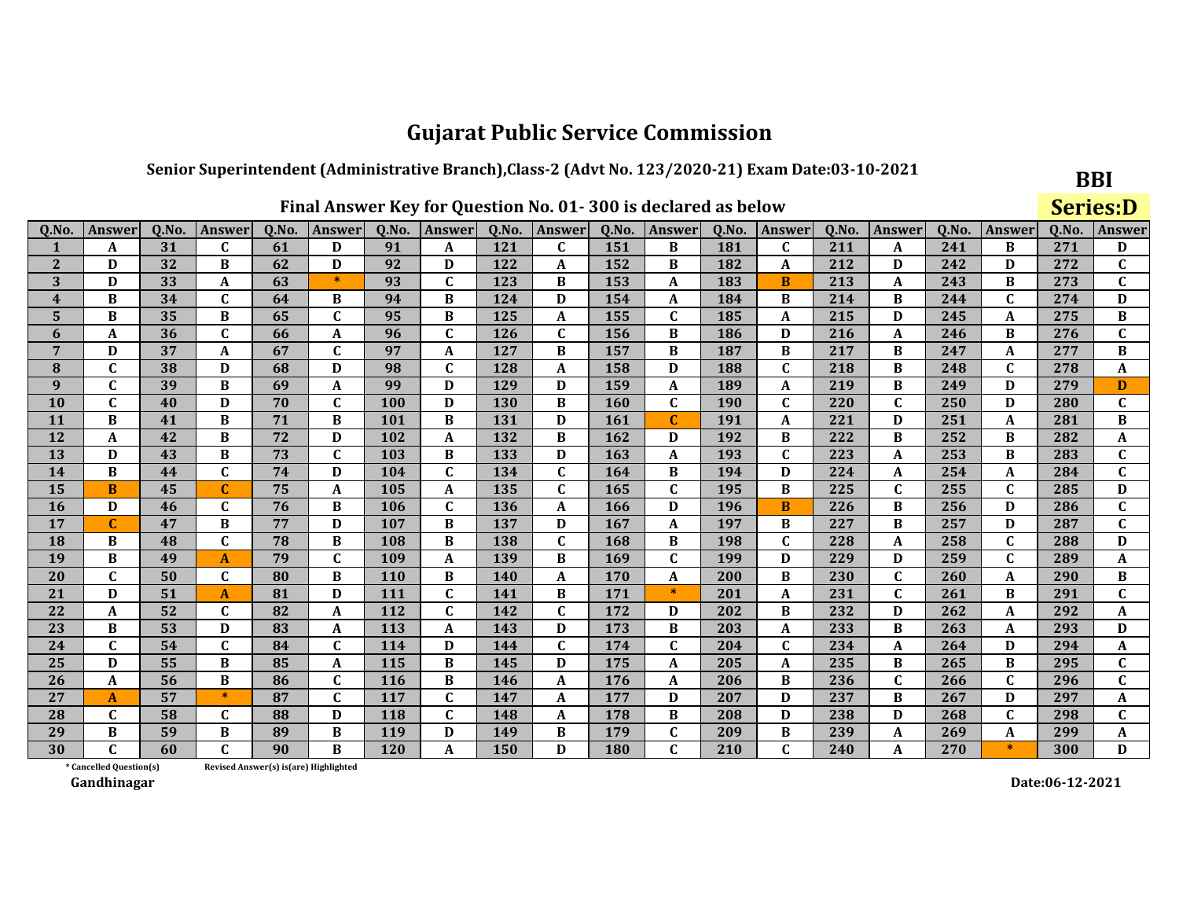# Gujarat Public Service Commission

## Senior Superintendent (Administrative Branch),Class-2 (Advt No. 123/2020-21) Exam Date:03-10-2021

**BBI**

**Series:D**

### Final Answer Key for Question No. 01- 300 is declared as below

| Q.No. | Answer | Q.No. | Answer | Q.No. | Answer | Q.No. | Answer | Q.No. | Answer | Q.No. | Answer | Q.No. | Answer | Q.No. | Answer | Q.No. | Answer | Q.No. | Answer |
|---|---|---|---|---|---|---|---|---|---|---|---|---|---|---|---|---|---|---|---|
| 1 | A | 31 | C | 61 | D | 91 | A | 121 | C | 151 | B | 181 | C | 211 | A | 241 | B | 271 | D |
| 2 | D | 32 | B | 62 | D | 92 | D | 122 | A | 152 | B | 182 | A | 212 | D | 242 | D | 272 | C |
| 3 | D | 33 | A | 63 | * | 93 | C | 123 | B | 153 | A | 183 | B | 213 | A | 243 | B | 273 | C |
| 4 | B | 34 | C | 64 | B | 94 | B | 124 | D | 154 | A | 184 | B | 214 | B | 244 | C | 274 | D |
| 5 | B | 35 | B | 65 | C | 95 | B | 125 | A | 155 | C | 185 | A | 215 | D | 245 | A | 275 | B |
| 6 | A | 36 | C | 66 | A | 96 | C | 126 | C | 156 | B | 186 | D | 216 | A | 246 | B | 276 | C |
| 7 | D | 37 | A | 67 | C | 97 | A | 127 | B | 157 | B | 187 | B | 217 | B | 247 | A | 277 | B |
| 8 | C | 38 | D | 68 | D | 98 | C | 128 | A | 158 | D | 188 | C | 218 | B | 248 | C | 278 | A |
| 9 | C | 39 | B | 69 | A | 99 | D | 129 | D | 159 | A | 189 | A | 219 | B | 249 | D | 279 | D |
| 10 | C | 40 | D | 70 | C | 100 | D | 130 | B | 160 | C | 190 | C | 220 | C | 250 | D | 280 | C |
| 11 | B | 41 | B | 71 | B | 101 | B | 131 | D | 161 | C | 191 | A | 221 | D | 251 | A | 281 | B |
| 12 | A | 42 | B | 72 | D | 102 | A | 132 | B | 162 | D | 192 | B | 222 | B | 252 | B | 282 | A |
| 13 | D | 43 | B | 73 | C | 103 | B | 133 | D | 163 | A | 193 | C | 223 | A | 253 | B | 283 | C |
| 14 | B | 44 | C | 74 | D | 104 | C | 134 | C | 164 | B | 194 | D | 224 | A | 254 | A | 284 | C |
| 15 | B | 45 | C | 75 | A | 105 | A | 135 | C | 165 | C | 195 | B | 225 | C | 255 | C | 285 | D |
| 16 | D | 46 | C | 76 | B | 106 | C | 136 | A | 166 | D | 196 | B | 226 | B | 256 | D | 286 | C |
| 17 | C | 47 | B | 77 | D | 107 | B | 137 | D | 167 | A | 197 | B | 227 | B | 257 | D | 287 | C |
| 18 | B | 48 | C | 78 | B | 108 | B | 138 | C | 168 | B | 198 | C | 228 | A | 258 | C | 288 | D |
| 19 | B | 49 | A | 79 | C | 109 | A | 139 | B | 169 | C | 199 | D | 229 | D | 259 | C | 289 | A |
| 20 | C | 50 | C | 80 | B | 110 | B | 140 | A | 170 | A | 200 | B | 230 | C | 260 | A | 290 | B |
| 21 | D | 51 | A | 81 | D | 111 | C | 141 | B | 171 | * | 201 | A | 231 | C | 261 | B | 291 | C |
| 22 | A | 52 | C | 82 | A | 112 | C | 142 | C | 172 | D | 202 | B | 232 | D | 262 | A | 292 | A |
| 23 | B | 53 | D | 83 | A | 113 | A | 143 | D | 173 | B | 203 | A | 233 | B | 263 | A | 293 | D |
| 24 | C | 54 | C | 84 | C | 114 | D | 144 | C | 174 | C | 204 | C | 234 | A | 264 | D | 294 | A |
| 25 | D | 55 | B | 85 | A | 115 | B | 145 | D | 175 | A | 205 | A | 235 | B | 265 | B | 295 | C |
| 26 | A | 56 | B | 86 | C | 116 | B | 146 | A | 176 | A | 206 | B | 236 | C | 266 | C | 296 | C |
| 27 | A | 57 | * | 87 | C | 117 | C | 147 | A | 177 | D | 207 | D | 237 | B | 267 | D | 297 | A |
| 28 | C | 58 | C | 88 | D | 118 | C | 148 | A | 178 | B | 208 | D | 238 | D | 268 | C | 298 | C |
| 29 | B | 59 | B | 89 | B | 119 | D | 149 | B | 179 | C | 209 | B | 239 | A | 269 | A | 299 | A |
| 30 | C | 60 | C | 90 | B | 120 | A | 150 | D | 180 | C | 210 | C | 240 | A | 270 | * | 300 | D |

\* Cancelled Question(s)    Revised Answer(s) is(are) Highlighted

Gandhinagar

Date:06-12-2021